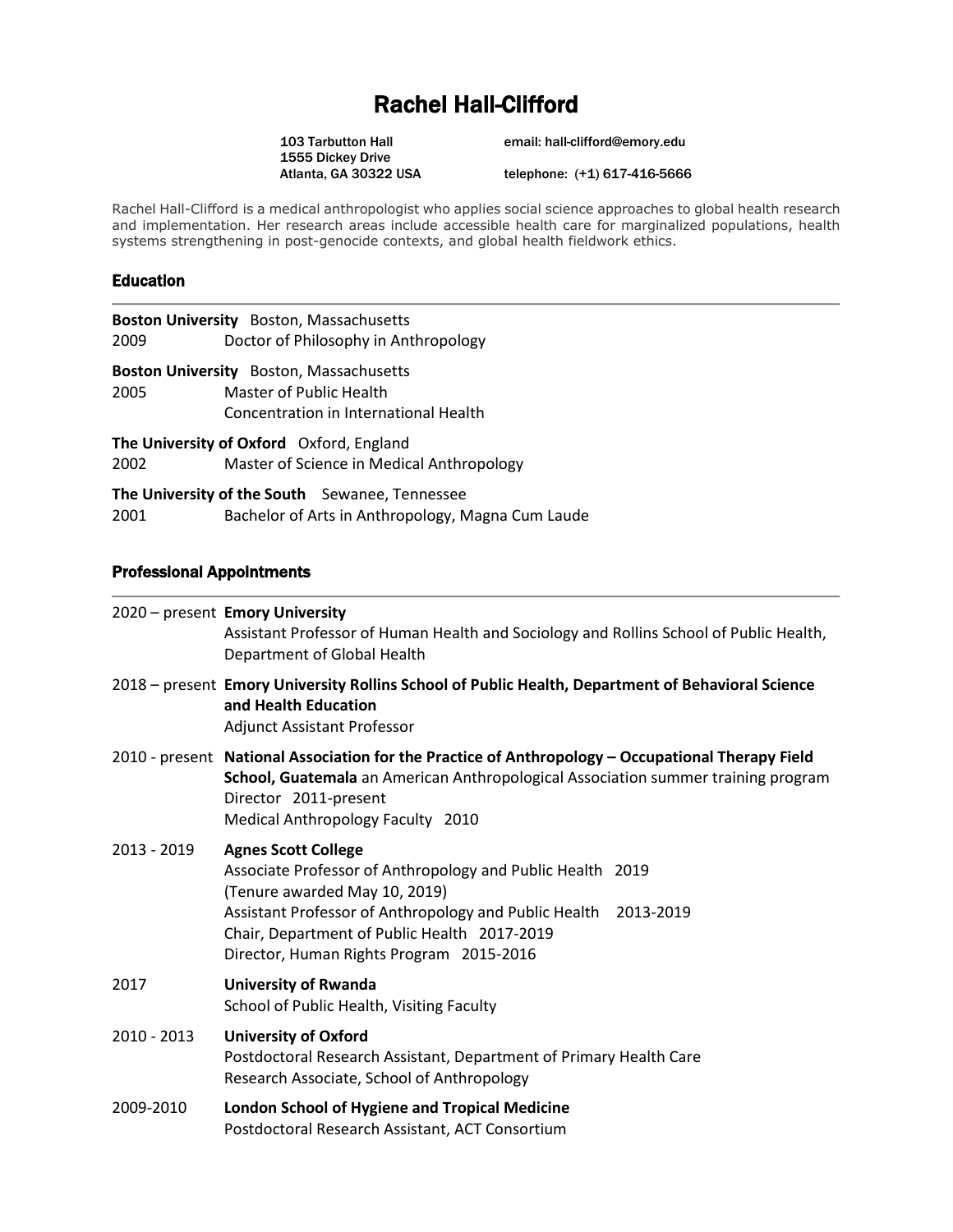# Rachel Hall-Clifford

103 Tarbutton Hall
1555 Dickey Drive
Atlanta, GA 30322 USA

email: hall-clifford@emory.edu

telephone: (+1) 617-416-5666

Rachel Hall-Clifford is a medical anthropologist who applies social science approaches to global health research and implementation. Her research areas include accessible health care for marginalized populations, health systems strengthening in post-genocide contexts, and global health fieldwork ethics.

## Education

**Boston University** Boston, Massachusetts
2009 Doctor of Philosophy in Anthropology

**Boston University** Boston, Massachusetts
2005 Master of Public Health
Concentration in International Health

**The University of Oxford** Oxford, England
2002 Master of Science in Medical Anthropology

**The University of the South** Sewanee, Tennessee
2001 Bachelor of Arts in Anthropology, Magna Cum Laude

## Professional Appointments

2020 – present **Emory University**
Assistant Professor of Human Health and Sociology and Rollins School of Public Health, Department of Global Health

2018 – present **Emory University Rollins School of Public Health, Department of Behavioral Science and Health Education**
Adjunct Assistant Professor

2010 - present **National Association for the Practice of Anthropology – Occupational Therapy Field School, Guatemala** an American Anthropological Association summer training program
Director 2011-present
Medical Anthropology Faculty 2010

2013 - 2019 **Agnes Scott College**
Associate Professor of Anthropology and Public Health 2019
(Tenure awarded May 10, 2019)
Assistant Professor of Anthropology and Public Health 2013-2019
Chair, Department of Public Health 2017-2019
Director, Human Rights Program 2015-2016

2017 **University of Rwanda**
School of Public Health, Visiting Faculty

2010 - 2013 **University of Oxford**
Postdoctoral Research Assistant, Department of Primary Health Care
Research Associate, School of Anthropology

2009-2010 **London School of Hygiene and Tropical Medicine**
Postdoctoral Research Assistant, ACT Consortium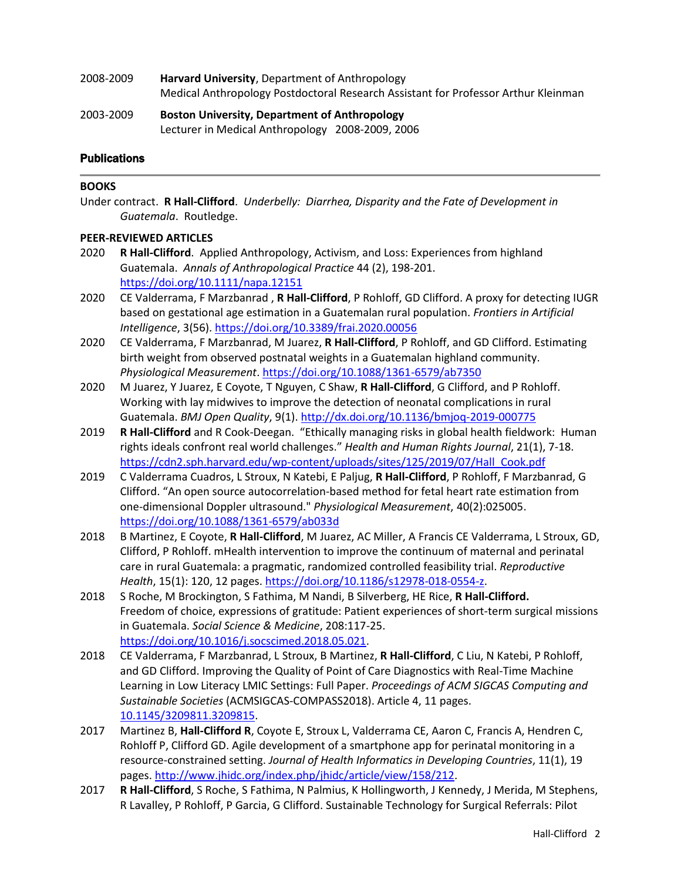2008-2009 **Harvard University**, Department of Anthropology
Medical Anthropology Postdoctoral Research Assistant for Professor Arthur Kleinman

2003-2009 **Boston University, Department of Anthropology**
Lecturer in Medical Anthropology 2008-2009, 2006

## Publications

**BOOKS**

Under contract. **R Hall-Clifford**. *Underbelly: Diarrhea, Disparity and the Fate of Development in Guatemala*. Routledge.

**PEER-REVIEWED ARTICLES**

2020 **R Hall-Clifford**. Applied Anthropology, Activism, and Loss: Experiences from highland Guatemala. *Annals of Anthropological Practice* 44 (2), 198-201. https://doi.org/10.1111/napa.12151

2020 CE Valderrama, F Marzbanrad , **R Hall-Clifford**, P Rohloff, GD Clifford. A proxy for detecting IUGR based on gestational age estimation in a Guatemalan rural population. *Frontiers in Artificial Intelligence*, 3(56). https://doi.org/10.3389/frai.2020.00056

2020 CE Valderrama, F Marzbanrad, M Juarez, **R Hall-Clifford**, P Rohloff, and GD Clifford. Estimating birth weight from observed postnatal weights in a Guatemalan highland community. *Physiological Measurement*. https://doi.org/10.1088/1361-6579/ab7350

2020 M Juarez, Y Juarez, E Coyote, T Nguyen, C Shaw, **R Hall-Clifford**, G Clifford, and P Rohloff. Working with lay midwives to improve the detection of neonatal complications in rural Guatemala. *BMJ Open Quality*, 9(1). http://dx.doi.org/10.1136/bmjoq-2019-000775

2019 **R Hall-Clifford** and R Cook-Deegan. "Ethically managing risks in global health fieldwork: Human rights ideals confront real world challenges." *Health and Human Rights Journal*, 21(1), 7-18. https://cdn2.sph.harvard.edu/wp-content/uploads/sites/125/2019/07/Hall_Cook.pdf

2019 C Valderrama Cuadros, L Stroux, N Katebi, E Paljug, **R Hall-Clifford**, P Rohloff, F Marzbanrad, G Clifford. "An open source autocorrelation-based method for fetal heart rate estimation from one-dimensional Doppler ultrasound." *Physiological Measurement*, 40(2):025005. https://doi.org/10.1088/1361-6579/ab033d

2018 B Martinez, E Coyote, **R Hall-Clifford**, M Juarez, AC Miller, A Francis CE Valderrama, L Stroux, GD, Clifford, P Rohloff. mHealth intervention to improve the continuum of maternal and perinatal care in rural Guatemala: a pragmatic, randomized controlled feasibility trial. *Reproductive Health*, 15(1): 120, 12 pages. https://doi.org/10.1186/s12978-018-0554-z.

2018 S Roche, M Brockington, S Fathima, M Nandi, B Silverberg, HE Rice, **R Hall-Clifford.** Freedom of choice, expressions of gratitude: Patient experiences of short-term surgical missions in Guatemala. *Social Science & Medicine*, 208:117-25. https://doi.org/10.1016/j.socscimed.2018.05.021.

2018 CE Valderrama, F Marzbanrad, L Stroux, B Martinez, **R Hall-Clifford**, C Liu, N Katebi, P Rohloff, and GD Clifford. Improving the Quality of Point of Care Diagnostics with Real-Time Machine Learning in Low Literacy LMIC Settings: Full Paper. *Proceedings of ACM SIGCAS Computing and Sustainable Societies* (ACMSIGCAS-COMPASS2018). Article 4, 11 pages. 10.1145/3209811.3209815.

2017 Martinez B, **Hall-Clifford R**, Coyote E, Stroux L, Valderrama CE, Aaron C, Francis A, Hendren C, Rohloff P, Clifford GD. Agile development of a smartphone app for perinatal monitoring in a resource-constrained setting. *Journal of Health Informatics in Developing Countries*, 11(1), 19 pages. http://www.jhidc.org/index.php/jhidc/article/view/158/212.

2017 **R Hall-Clifford**, S Roche, S Fathima, N Palmius, K Hollingworth, J Kennedy, J Merida, M Stephens, R Lavalley, P Rohloff, P Garcia, G Clifford. Sustainable Technology for Surgical Referrals: Pilot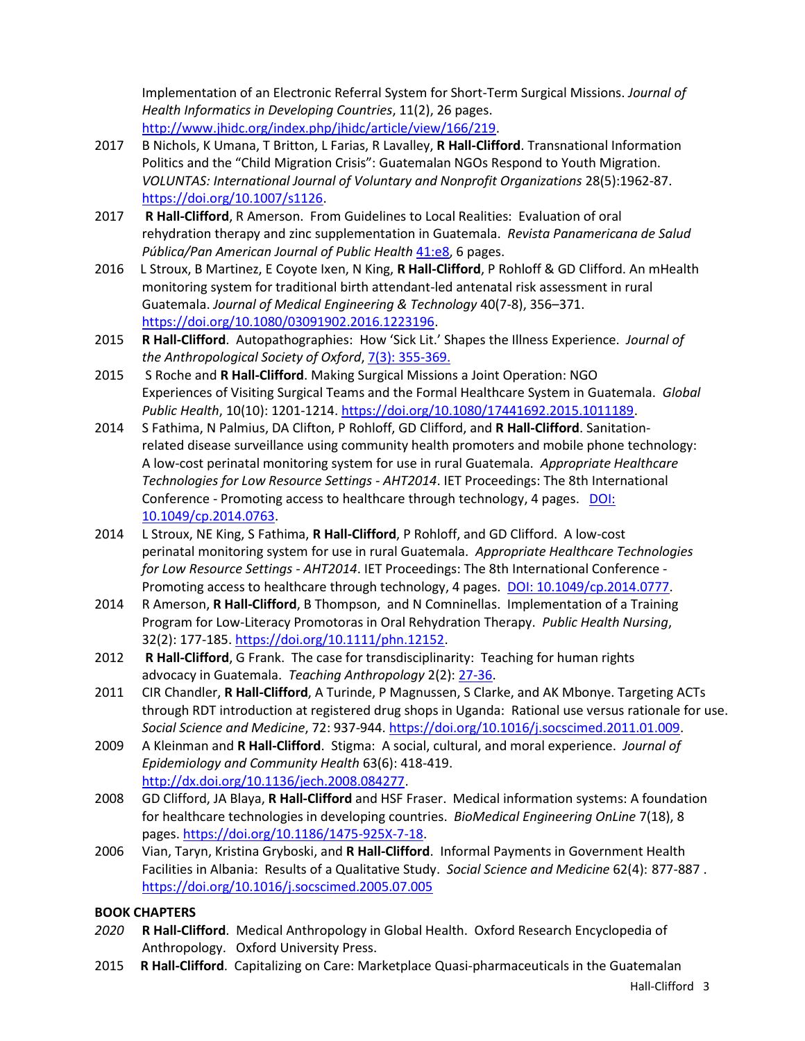Implementation of an Electronic Referral System for Short-Term Surgical Missions. *Journal of Health Informatics in Developing Countries*, 11(2), 26 pages. [http://www.jhidc.org/index.php/jhidc/article/view/166/219](http://www.jhidc.org/index.php/jhidc/article/view/166/219).

2017 B Nichols, K Umana, T Britton, L Farias, R Lavalley, **R Hall-Clifford**. Transnational Information Politics and the "Child Migration Crisis": Guatemalan NGOs Respond to Youth Migration. *VOLUNTAS: International Journal of Voluntary and Nonprofit Organizations* 28(5):1962-87. [https://doi.org/10.1007/s1126](https://doi.org/10.1007/s1126).

2017 **R Hall-Clifford**, R Amerson. From Guidelines to Local Realities: Evaluation of oral rehydration therapy and zinc supplementation in Guatemala. *Revista Panamericana de Salud Pública/Pan American Journal of Public Health* 41:e8, 6 pages.

2016 L Stroux, B Martinez, E Coyote Ixen, N King, **R Hall-Clifford**, P Rohloff & GD Clifford. An mHealth monitoring system for traditional birth attendant-led antenatal risk assessment in rural Guatemala. *Journal of Medical Engineering & Technology* 40(7-8), 356–371. [https://doi.org/10.1080/03091902.2016.1223196](https://doi.org/10.1080/03091902.2016.1223196).

2015 **R Hall-Clifford**. Autopathographies: How 'Sick Lit.' Shapes the Illness Experience. *Journal of the Anthropological Society of Oxford*, 7(3): 355-369.

2015 S Roche and **R Hall-Clifford**. Making Surgical Missions a Joint Operation: NGO Experiences of Visiting Surgical Teams and the Formal Healthcare System in Guatemala. *Global Public Health*, 10(10): 1201-1214. [https://doi.org/10.1080/17441692.2015.1011189](https://doi.org/10.1080/17441692.2015.1011189).

2014 S Fathima, N Palmius, DA Clifton, P Rohloff, GD Clifford, and **R Hall-Clifford**. Sanitation-related disease surveillance using community health promoters and mobile phone technology: A low-cost perinatal monitoring system for use in rural Guatemala. *Appropriate Healthcare Technologies for Low Resource Settings - AHT2014*. IET Proceedings: The 8th International Conference - Promoting access to healthcare through technology, 4 pages. DOI: 10.1049/cp.2014.0763.

2014 L Stroux, NE King, S Fathima, **R Hall-Clifford**, P Rohloff, and GD Clifford. A low-cost perinatal monitoring system for use in rural Guatemala. *Appropriate Healthcare Technologies for Low Resource Settings - AHT2014*. IET Proceedings: The 8th International Conference - Promoting access to healthcare through technology, 4 pages. DOI: 10.1049/cp.2014.0777.

2014 R Amerson, **R Hall-Clifford**, B Thompson, and N Comninellas. Implementation of a Training Program for Low-Literacy Promotoras in Oral Rehydration Therapy. *Public Health Nursing*, 32(2): 177-185. [https://doi.org/10.1111/phn.12152](https://doi.org/10.1111/phn.12152).

2012 **R Hall-Clifford**, G Frank. The case for transdisciplinarity: Teaching for human rights advocacy in Guatemala. *Teaching Anthropology* 2(2): 27-36.

2011 CIR Chandler, **R Hall-Clifford**, A Turinde, P Magnussen, S Clarke, and AK Mbonye. Targeting ACTs through RDT introduction at registered drug shops in Uganda: Rational use versus rationale for use. *Social Science and Medicine*, 72: 937-944. [https://doi.org/10.1016/j.socscimed.2011.01.009](https://doi.org/10.1016/j.socscimed.2011.01.009).

2009 A Kleinman and **R Hall-Clifford**. Stigma: A social, cultural, and moral experience. *Journal of Epidemiology and Community Health* 63(6): 418-419. [http://dx.doi.org/10.1136/jech.2008.084277](http://dx.doi.org/10.1136/jech.2008.084277).

2008 GD Clifford, JA Blaya, **R Hall-Clifford** and HSF Fraser. Medical information systems: A foundation for healthcare technologies in developing countries. *BioMedical Engineering OnLine* 7(18), 8 pages. [https://doi.org/10.1186/1475-925X-7-18](https://doi.org/10.1186/1475-925X-7-18).

2006 Vian, Taryn, Kristina Gryboski, and **R Hall-Clifford**. Informal Payments in Government Health Facilities in Albania: Results of a Qualitative Study. *Social Science and Medicine* 62(4): 877-887 . [https://doi.org/10.1016/j.socscimed.2005.07.005](https://doi.org/10.1016/j.socscimed.2005.07.005)

**BOOK CHAPTERS**

*2020* **R Hall-Clifford**. Medical Anthropology in Global Health. Oxford Research Encyclopedia of Anthropology. Oxford University Press.

2015 **R Hall-Clifford**. Capitalizing on Care: Marketplace Quasi-pharmaceuticals in the Guatemalan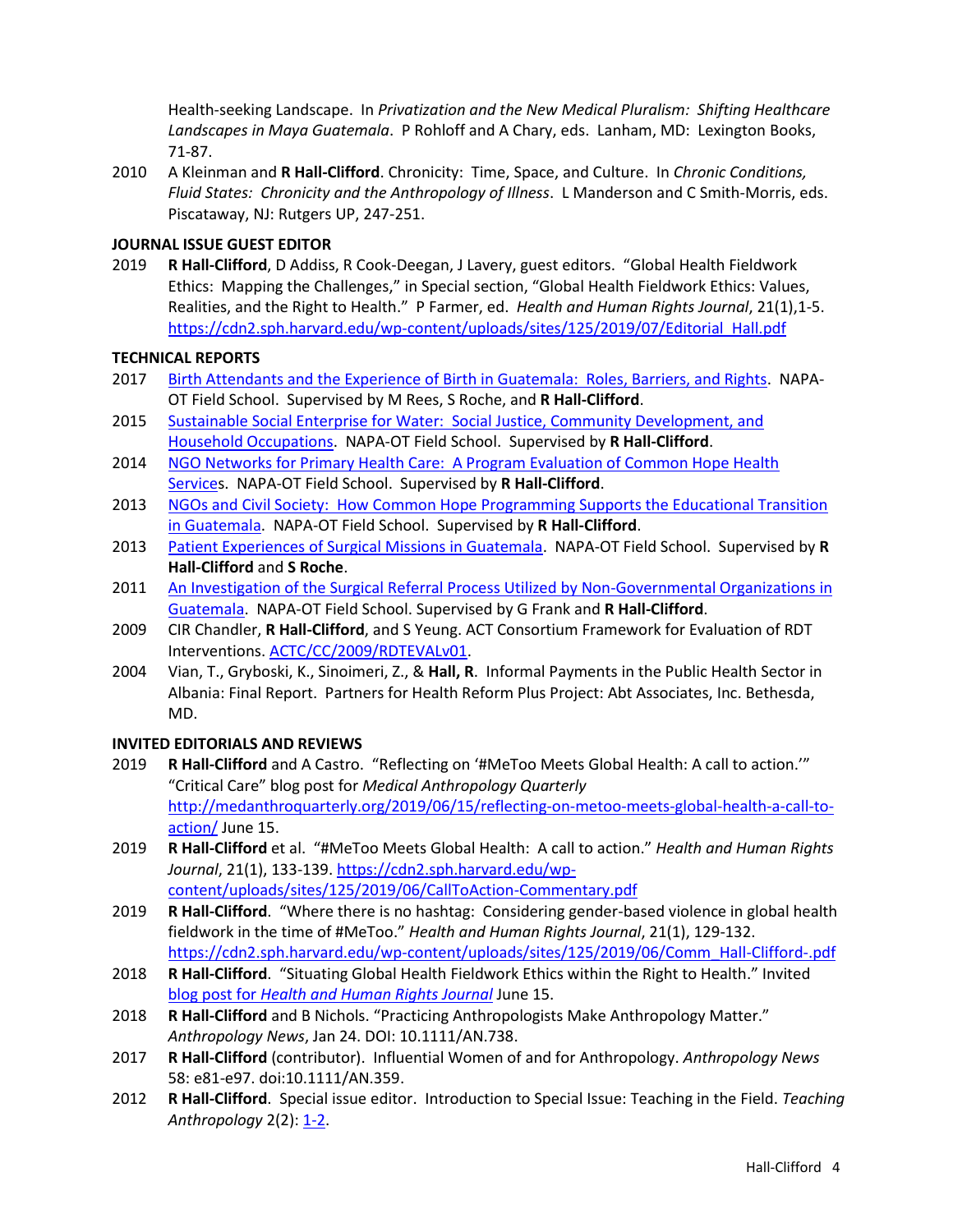Health-seeking Landscape. In *Privatization and the New Medical Pluralism: Shifting Healthcare Landscapes in Maya Guatemala*. P Rohloff and A Chary, eds. Lanham, MD: Lexington Books, 71-87.

2010 A Kleinman and **R Hall-Clifford**. Chronicity: Time, Space, and Culture. In *Chronic Conditions, Fluid States: Chronicity and the Anthropology of Illness*. L Manderson and C Smith-Morris, eds. Piscataway, NJ: Rutgers UP, 247-251.

**JOURNAL ISSUE GUEST EDITOR**

2019 **R Hall-Clifford**, D Addiss, R Cook-Deegan, J Lavery, guest editors. "Global Health Fieldwork Ethics: Mapping the Challenges," in Special section, "Global Health Fieldwork Ethics: Values, Realities, and the Right to Health." P Farmer, ed. *Health and Human Rights Journal*, 21(1),1-5. https://cdn2.sph.harvard.edu/wp-content/uploads/sites/125/2019/07/Editorial_Hall.pdf

**TECHNICAL REPORTS**

2017 Birth Attendants and the Experience of Birth in Guatemala: Roles, Barriers, and Rights. NAPA-OT Field School. Supervised by M Rees, S Roche, and **R Hall-Clifford**.

2015 Sustainable Social Enterprise for Water: Social Justice, Community Development, and Household Occupations. NAPA-OT Field School. Supervised by **R Hall-Clifford**.

2014 NGO Networks for Primary Health Care: A Program Evaluation of Common Hope Health Services. NAPA-OT Field School. Supervised by **R Hall-Clifford**.

2013 NGOs and Civil Society: How Common Hope Programming Supports the Educational Transition in Guatemala. NAPA-OT Field School. Supervised by **R Hall-Clifford**.

2013 Patient Experiences of Surgical Missions in Guatemala. NAPA-OT Field School. Supervised by **R Hall-Clifford** and **S Roche**.

2011 An Investigation of the Surgical Referral Process Utilized by Non-Governmental Organizations in Guatemala. NAPA-OT Field School. Supervised by G Frank and **R Hall-Clifford**.

2009 CIR Chandler, **R Hall-Clifford**, and S Yeung. ACT Consortium Framework for Evaluation of RDT Interventions. ACTC/CC/2009/RDTEVALv01.

2004 Vian, T., Gryboski, K., Sinoimeri, Z., & **Hall, R**. Informal Payments in the Public Health Sector in Albania: Final Report. Partners for Health Reform Plus Project: Abt Associates, Inc. Bethesda, MD.

**INVITED EDITORIALS AND REVIEWS**

2019 **R Hall-Clifford** and A Castro. "Reflecting on '#MeToo Meets Global Health: A call to action.'" "Critical Care" blog post for *Medical Anthropology Quarterly* http://medanthroquarterly.org/2019/06/15/reflecting-on-metoo-meets-global-health-a-call-to-action/ June 15.

2019 **R Hall-Clifford** et al. "#MeToo Meets Global Health: A call to action." *Health and Human Rights Journal*, 21(1), 133-139. https://cdn2.sph.harvard.edu/wp-content/uploads/sites/125/2019/06/CallToAction-Commentary.pdf

2019 **R Hall-Clifford**. "Where there is no hashtag: Considering gender-based violence in global health fieldwork in the time of #MeToo." *Health and Human Rights Journal*, 21(1), 129-132. https://cdn2.sph.harvard.edu/wp-content/uploads/sites/125/2019/06/Comm_Hall-Clifford-.pdf

2018 **R Hall-Clifford**. "Situating Global Health Fieldwork Ethics within the Right to Health." Invited blog post for *Health and Human Rights Journal* June 15.

2018 **R Hall-Clifford** and B Nichols. "Practicing Anthropologists Make Anthropology Matter." *Anthropology News*, Jan 24. DOI: 10.1111/AN.738.

2017 **R Hall-Clifford** (contributor). Influential Women of and for Anthropology. *Anthropology News* 58: e81-e97. doi:10.1111/AN.359.

2012 **R Hall-Clifford**. Special issue editor. Introduction to Special Issue: Teaching in the Field. *Teaching Anthropology* 2(2): 1-2.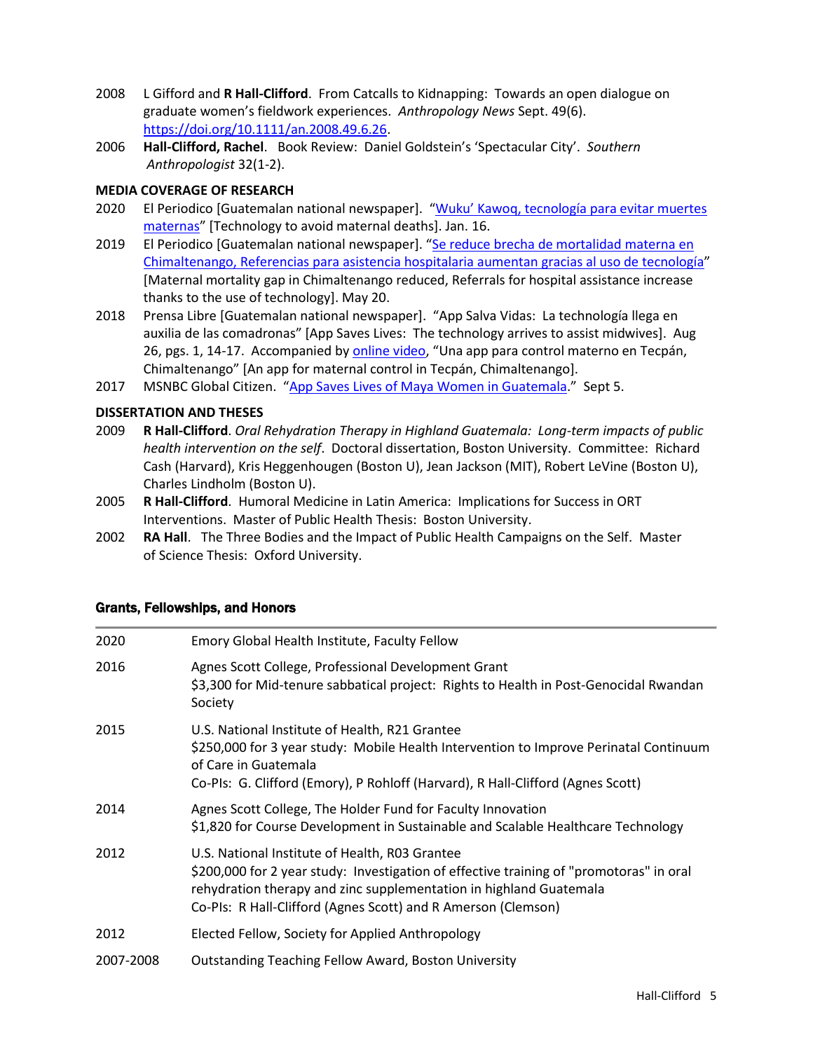2008 L Gifford and **R Hall-Clifford**. From Catcalls to Kidnapping: Towards an open dialogue on graduate women's fieldwork experiences. *Anthropology News* Sept. 49(6). https://doi.org/10.1111/an.2008.49.6.26.

2006 **Hall-Clifford, Rachel**. Book Review: Daniel Goldstein's 'Spectacular City'. *Southern Anthropologist* 32(1-2).

**MEDIA COVERAGE OF RESEARCH**

2020 El Periodico [Guatemalan national newspaper]. "Wuku' Kawoq, tecnología para evitar muertes maternas" [Technology to avoid maternal deaths]. Jan. 16.

2019 El Periodico [Guatemalan national newspaper]. "Se reduce brecha de mortalidad materna en Chimaltenango, Referencias para asistencia hospitalaria aumentan gracias al uso de tecnología" [Maternal mortality gap in Chimaltenango reduced, Referrals for hospital assistance increase thanks to the use of technology]. May 20.

2018 Prensa Libre [Guatemalan national newspaper]. "App Salva Vidas: La technología llega en auxilia de las comadronas" [App Saves Lives: The technology arrives to assist midwives]. Aug 26, pgs. 1, 14-17. Accompanied by online video, "Una app para control materno en Tecpán, Chimaltenango" [An app for maternal control in Tecpán, Chimaltenango].

2017 MSNBC Global Citizen. "App Saves Lives of Maya Women in Guatemala." Sept 5.

**DISSERTATION AND THESES**

2009 **R Hall-Clifford**. *Oral Rehydration Therapy in Highland Guatemala: Long-term impacts of public health intervention on the self*. Doctoral dissertation, Boston University. Committee: Richard Cash (Harvard), Kris Heggenhougen (Boston U), Jean Jackson (MIT), Robert LeVine (Boston U), Charles Lindholm (Boston U).

2005 **R Hall-Clifford**. Humoral Medicine in Latin America: Implications for Success in ORT Interventions. Master of Public Health Thesis: Boston University.

2002 **RA Hall**. The Three Bodies and the Impact of Public Health Campaigns on the Self. Master of Science Thesis: Oxford University.

## Grants, Fellowships, and Honors

| | |
|---|---|
| 2020 | Emory Global Health Institute, Faculty Fellow |
| 2016 | Agnes Scott College, Professional Development Grant<br>$3,300 for Mid-tenure sabbatical project: Rights to Health in Post-Genocidal Rwandan Society |
| 2015 | U.S. National Institute of Health, R21 Grantee<br>$250,000 for 3 year study: Mobile Health Intervention to Improve Perinatal Continuum of Care in Guatemala<br>Co-PIs: G. Clifford (Emory), P Rohloff (Harvard), R Hall-Clifford (Agnes Scott) |
| 2014 | Agnes Scott College, The Holder Fund for Faculty Innovation<br>$1,820 for Course Development in Sustainable and Scalable Healthcare Technology |
| 2012 | U.S. National Institute of Health, R03 Grantee<br>$200,000 for 2 year study: Investigation of effective training of "promotoras" in oral rehydration therapy and zinc supplementation in highland Guatemala<br>Co-PIs: R Hall-Clifford (Agnes Scott) and R Amerson (Clemson) |
| 2012 | Elected Fellow, Society for Applied Anthropology |
| 2007-2008 | Outstanding Teaching Fellow Award, Boston University |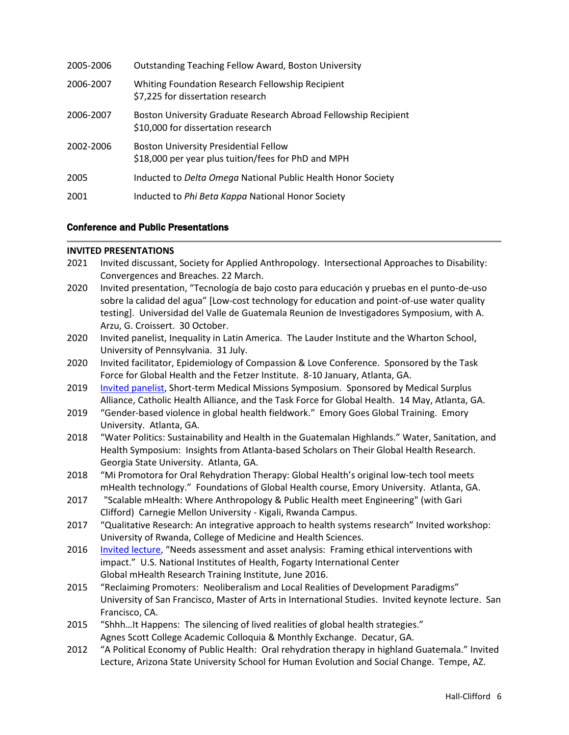| | |
|---|---|
| 2005-2006 | Outstanding Teaching Fellow Award, Boston University |
| 2006-2007 | Whiting Foundation Research Fellowship Recipient<br>$7,225 for dissertation research |
| 2006-2007 | Boston University Graduate Research Abroad Fellowship Recipient<br>$10,000 for dissertation research |
| 2002-2006 | Boston University Presidential Fellow<br>$18,000 per year plus tuition/fees for PhD and MPH |
| 2005 | Inducted to *Delta Omega* National Public Health Honor Society |
| 2001 | Inducted to *Phi Beta Kappa* National Honor Society |

## Conference and Public Presentations

### INVITED PRESENTATIONS

2021 Invited discussant, Society for Applied Anthropology. Intersectional Approaches to Disability: Convergences and Breaches. 22 March.

2020 Invited presentation, "Tecnología de bajo costo para educación y pruebas en el punto-de-uso sobre la calidad del agua" [Low-cost technology for education and point-of-use water quality testing]. Universidad del Valle de Guatemala Reunion de Investigadores Symposium, with A. Arzu, G. Croissert. 30 October.

2020 Invited panelist, Inequality in Latin America. The Lauder Institute and the Wharton School, University of Pennsylvania. 31 July.

2020 Invited facilitator, Epidemiology of Compassion & Love Conference. Sponsored by the Task Force for Global Health and the Fetzer Institute. 8-10 January, Atlanta, GA.

2019 Invited panelist, Short-term Medical Missions Symposium. Sponsored by Medical Surplus Alliance, Catholic Health Alliance, and the Task Force for Global Health. 14 May, Atlanta, GA.

2019 "Gender-based violence in global health fieldwork." Emory Goes Global Training. Emory University. Atlanta, GA.

2018 "Water Politics: Sustainability and Health in the Guatemalan Highlands." Water, Sanitation, and Health Symposium: Insights from Atlanta-based Scholars on Their Global Health Research. Georgia State University. Atlanta, GA.

2018 "Mi Promotora for Oral Rehydration Therapy: Global Health's original low-tech tool meets mHealth technology." Foundations of Global Health course, Emory University. Atlanta, GA.

2017 "Scalable mHealth: Where Anthropology & Public Health meet Engineering" (with Gari Clifford) Carnegie Mellon University - Kigali, Rwanda Campus.

2017 "Qualitative Research: An integrative approach to health systems research" Invited workshop: University of Rwanda, College of Medicine and Health Sciences.

2016 Invited lecture, "Needs assessment and asset analysis: Framing ethical interventions with impact." U.S. National Institutes of Health, Fogarty International Center Global mHealth Research Training Institute, June 2016.

2015 "Reclaiming Promoters: Neoliberalism and Local Realities of Development Paradigms" University of San Francisco, Master of Arts in International Studies. Invited keynote lecture. San Francisco, CA.

2015 "Shhh…It Happens: The silencing of lived realities of global health strategies." Agnes Scott College Academic Colloquia & Monthly Exchange. Decatur, GA.

2012 "A Political Economy of Public Health: Oral rehydration therapy in highland Guatemala." Invited Lecture, Arizona State University School for Human Evolution and Social Change. Tempe, AZ.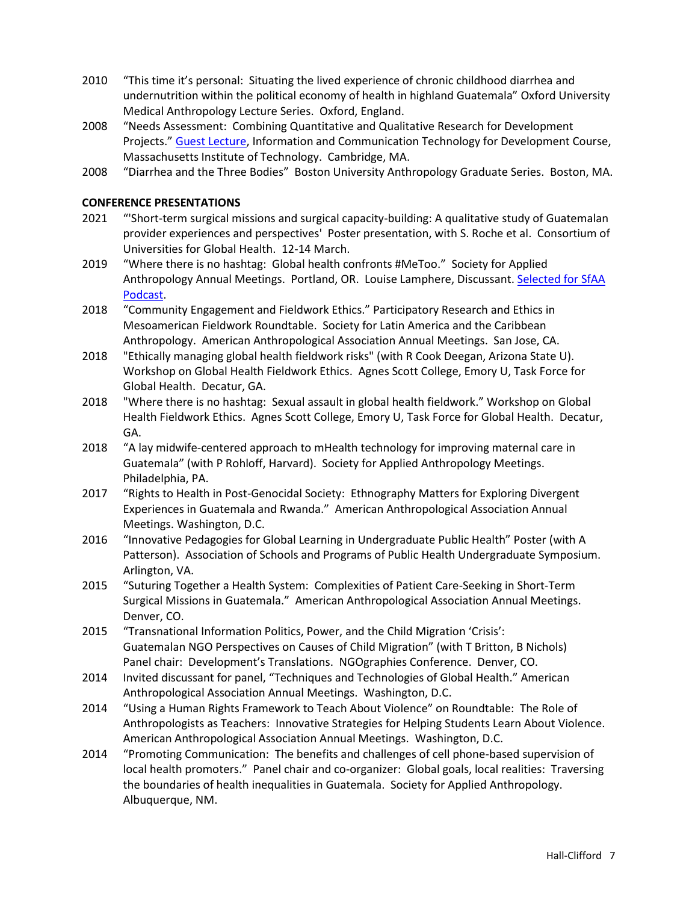2010 "This time it's personal: Situating the lived experience of chronic childhood diarrhea and undernutrition within the political economy of health in highland Guatemala" Oxford University Medical Anthropology Lecture Series. Oxford, England.

2008 "Needs Assessment: Combining Quantitative and Qualitative Research for Development Projects." Guest Lecture, Information and Communication Technology for Development Course, Massachusetts Institute of Technology. Cambridge, MA.

2008 "Diarrhea and the Three Bodies" Boston University Anthropology Graduate Series. Boston, MA.

**CONFERENCE PRESENTATIONS**

2021 "'Short-term surgical missions and surgical capacity-building: A qualitative study of Guatemalan provider experiences and perspectives' Poster presentation, with S. Roche et al. Consortium of Universities for Global Health. 12-14 March.

2019 "Where there is no hashtag: Global health confronts #MeToo." Society for Applied Anthropology Annual Meetings. Portland, OR. Louise Lamphere, Discussant. Selected for SfAA Podcast.

2018 "Community Engagement and Fieldwork Ethics." Participatory Research and Ethics in Mesoamerican Fieldwork Roundtable. Society for Latin America and the Caribbean Anthropology. American Anthropological Association Annual Meetings. San Jose, CA.

2018 "Ethically managing global health fieldwork risks" (with R Cook Deegan, Arizona State U). Workshop on Global Health Fieldwork Ethics. Agnes Scott College, Emory U, Task Force for Global Health. Decatur, GA.

2018 "Where there is no hashtag: Sexual assault in global health fieldwork." Workshop on Global Health Fieldwork Ethics. Agnes Scott College, Emory U, Task Force for Global Health. Decatur, GA.

2018 "A lay midwife-centered approach to mHealth technology for improving maternal care in Guatemala" (with P Rohloff, Harvard). Society for Applied Anthropology Meetings. Philadelphia, PA.

2017 "Rights to Health in Post-Genocidal Society: Ethnography Matters for Exploring Divergent Experiences in Guatemala and Rwanda." American Anthropological Association Annual Meetings. Washington, D.C.

2016 "Innovative Pedagogies for Global Learning in Undergraduate Public Health" Poster (with A Patterson). Association of Schools and Programs of Public Health Undergraduate Symposium. Arlington, VA.

2015 "Suturing Together a Health System: Complexities of Patient Care-Seeking in Short-Term Surgical Missions in Guatemala." American Anthropological Association Annual Meetings. Denver, CO.

2015 "Transnational Information Politics, Power, and the Child Migration 'Crisis': Guatemalan NGO Perspectives on Causes of Child Migration" (with T Britton, B Nichols) Panel chair: Development's Translations. NGOgraphies Conference. Denver, CO.

2014 Invited discussant for panel, "Techniques and Technologies of Global Health." American Anthropological Association Annual Meetings. Washington, D.C.

2014 "Using a Human Rights Framework to Teach About Violence" on Roundtable: The Role of Anthropologists as Teachers: Innovative Strategies for Helping Students Learn About Violence. American Anthropological Association Annual Meetings. Washington, D.C.

2014 "Promoting Communication: The benefits and challenges of cell phone-based supervision of local health promoters." Panel chair and co-organizer: Global goals, local realities: Traversing the boundaries of health inequalities in Guatemala. Society for Applied Anthropology. Albuquerque, NM.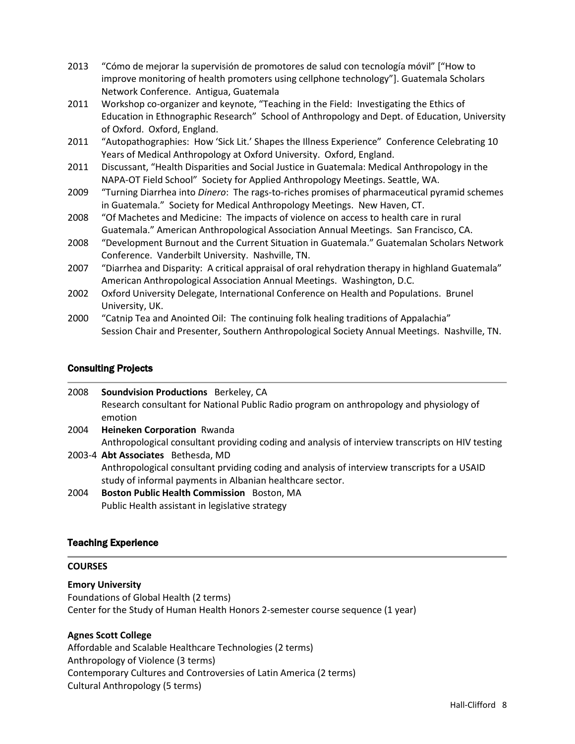2013 "Cómo de mejorar la supervisión de promotores de salud con tecnología móvil" ["How to improve monitoring of health promoters using cellphone technology"]. Guatemala Scholars Network Conference. Antigua, Guatemala

2011 Workshop co-organizer and keynote, "Teaching in the Field: Investigating the Ethics of Education in Ethnographic Research" School of Anthropology and Dept. of Education, University of Oxford. Oxford, England.

2011 "Autopathographies: How 'Sick Lit.' Shapes the Illness Experience" Conference Celebrating 10 Years of Medical Anthropology at Oxford University. Oxford, England.

2011 Discussant, "Health Disparities and Social Justice in Guatemala: Medical Anthropology in the NAPA-OT Field School" Society for Applied Anthropology Meetings. Seattle, WA.

2009 "Turning Diarrhea into *Dinero*: The rags-to-riches promises of pharmaceutical pyramid schemes in Guatemala." Society for Medical Anthropology Meetings. New Haven, CT.

2008 "Of Machetes and Medicine: The impacts of violence on access to health care in rural Guatemala." American Anthropological Association Annual Meetings. San Francisco, CA.

2008 "Development Burnout and the Current Situation in Guatemala." Guatemalan Scholars Network Conference. Vanderbilt University. Nashville, TN.

2007 "Diarrhea and Disparity: A critical appraisal of oral rehydration therapy in highland Guatemala" American Anthropological Association Annual Meetings. Washington, D.C.

2002 Oxford University Delegate, International Conference on Health and Populations. Brunel University, UK.

2000 "Catnip Tea and Anointed Oil: The continuing folk healing traditions of Appalachia" Session Chair and Presenter, Southern Anthropological Society Annual Meetings. Nashville, TN.

## Consulting Projects

2008 **Soundvision Productions** Berkeley, CA
Research consultant for National Public Radio program on anthropology and physiology of emotion

2004 **Heineken Corporation** Rwanda
Anthropological consultant providing coding and analysis of interview transcripts on HIV testing

2003-4 **Abt Associates** Bethesda, MD
Anthropological consultant prviding coding and analysis of interview transcripts for a USAID study of informal payments in Albanian healthcare sector.

2004 **Boston Public Health Commission** Boston, MA
Public Health assistant in legislative strategy

## Teaching Experience

### COURSES

**Emory University**
Foundations of Global Health (2 terms)
Center for the Study of Human Health Honors 2-semester course sequence (1 year)

**Agnes Scott College**
Affordable and Scalable Healthcare Technologies (2 terms)
Anthropology of Violence (3 terms)
Contemporary Cultures and Controversies of Latin America (2 terms)
Cultural Anthropology (5 terms)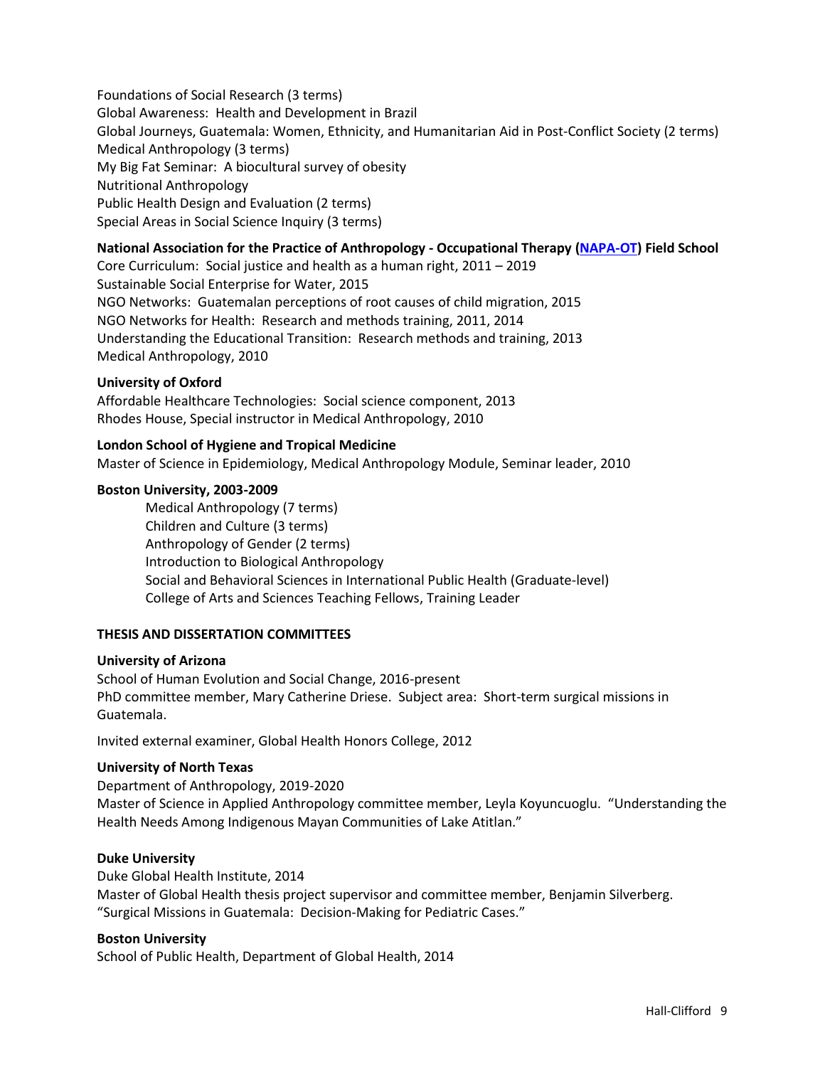Foundations of Social Research (3 terms)
Global Awareness: Health and Development in Brazil
Global Journeys, Guatemala: Women, Ethnicity, and Humanitarian Aid in Post-Conflict Society (2 terms)
Medical Anthropology (3 terms)
My Big Fat Seminar: A biocultural survey of obesity
Nutritional Anthropology
Public Health Design and Evaluation (2 terms)
Special Areas in Social Science Inquiry (3 terms)

**National Association for the Practice of Anthropology - Occupational Therapy (NAPA-OT) Field School**
Core Curriculum: Social justice and health as a human right, 2011 – 2019
Sustainable Social Enterprise for Water, 2015
NGO Networks: Guatemalan perceptions of root causes of child migration, 2015
NGO Networks for Health: Research and methods training, 2011, 2014
Understanding the Educational Transition: Research methods and training, 2013
Medical Anthropology, 2010

**University of Oxford**
Affordable Healthcare Technologies: Social science component, 2013
Rhodes House, Special instructor in Medical Anthropology, 2010

**London School of Hygiene and Tropical Medicine**
Master of Science in Epidemiology, Medical Anthropology Module, Seminar leader, 2010

**Boston University, 2003-2009**
Medical Anthropology (7 terms)
Children and Culture (3 terms)
Anthropology of Gender (2 terms)
Introduction to Biological Anthropology
Social and Behavioral Sciences in International Public Health (Graduate-level)
College of Arts and Sciences Teaching Fellows, Training Leader

**THESIS AND DISSERTATION COMMITTEES**

**University of Arizona**
School of Human Evolution and Social Change, 2016-present
PhD committee member, Mary Catherine Driese. Subject area: Short-term surgical missions in Guatemala.

Invited external examiner, Global Health Honors College, 2012

**University of North Texas**
Department of Anthropology, 2019-2020
Master of Science in Applied Anthropology committee member, Leyla Koyuncuoglu. "Understanding the Health Needs Among Indigenous Mayan Communities of Lake Atitlan."

**Duke University**
Duke Global Health Institute, 2014
Master of Global Health thesis project supervisor and committee member, Benjamin Silverberg. "Surgical Missions in Guatemala: Decision-Making for Pediatric Cases."

**Boston University**
School of Public Health, Department of Global Health, 2014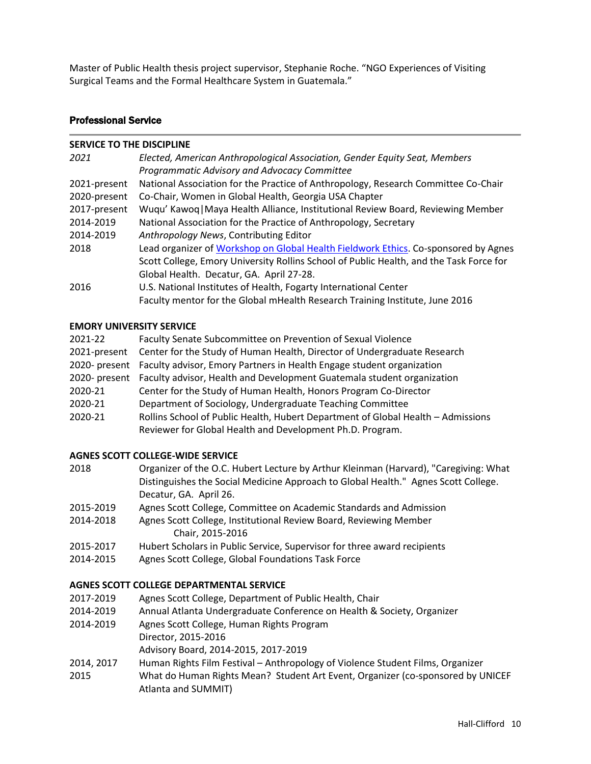Master of Public Health thesis project supervisor, Stephanie Roche. "NGO Experiences of Visiting Surgical Teams and the Formal Healthcare System in Guatemala."

## Professional Service

### SERVICE TO THE DISCIPLINE

| | |
|---|---|
| *2021* | *Elected, American Anthropological Association, Gender Equity Seat, Members Programmatic Advisory and Advocacy Committee* |
| 2021-present | National Association for the Practice of Anthropology, Research Committee Co-Chair |
| 2020-present | Co-Chair, Women in Global Health, Georgia USA Chapter |
| 2017-present | Wuqu' Kawoq\|Maya Health Alliance, Institutional Review Board, Reviewing Member |
| 2014-2019 | National Association for the Practice of Anthropology, Secretary |
| 2014-2019 | *Anthropology News*, Contributing Editor |
| 2018 | Lead organizer of Workshop on Global Health Fieldwork Ethics. Co-sponsored by Agnes Scott College, Emory University Rollins School of Public Health, and the Task Force for Global Health. Decatur, GA. April 27-28. |
| 2016 | U.S. National Institutes of Health, Fogarty International Center<br>Faculty mentor for the Global mHealth Research Training Institute, June 2016 |

### EMORY UNIVERSITY SERVICE

| | |
|---|---|
| 2021-22 | Faculty Senate Subcommittee on Prevention of Sexual Violence |
| 2021-present | Center for the Study of Human Health, Director of Undergraduate Research |
| 2020- present | Faculty advisor, Emory Partners in Health Engage student organization |
| 2020- present | Faculty advisor, Health and Development Guatemala student organization |
| 2020-21 | Center for the Study of Human Health, Honors Program Co-Director |
| 2020-21 | Department of Sociology, Undergraduate Teaching Committee |
| 2020-21 | Rollins School of Public Health, Hubert Department of Global Health – Admissions Reviewer for Global Health and Development Ph.D. Program. |

### AGNES SCOTT COLLEGE-WIDE SERVICE

| | |
|---|---|
| 2018 | Organizer of the O.C. Hubert Lecture by Arthur Kleinman (Harvard), "Caregiving: What Distinguishes the Social Medicine Approach to Global Health." Agnes Scott College. Decatur, GA. April 26. |
| 2015-2019 | Agnes Scott College, Committee on Academic Standards and Admission |
| 2014-2018 | Agnes Scott College, Institutional Review Board, Reviewing Member<br>Chair, 2015-2016 |
| 2015-2017 | Hubert Scholars in Public Service, Supervisor for three award recipients |
| 2014-2015 | Agnes Scott College, Global Foundations Task Force |

### AGNES SCOTT COLLEGE DEPARTMENTAL SERVICE

| | |
|---|---|
| 2017-2019 | Agnes Scott College, Department of Public Health, Chair |
| 2014-2019 | Annual Atlanta Undergraduate Conference on Health & Society, Organizer |
| 2014-2019 | Agnes Scott College, Human Rights Program<br>Director, 2015-2016<br>Advisory Board, 2014-2015, 2017-2019 |
| 2014, 2017 | Human Rights Film Festival – Anthropology of Violence Student Films, Organizer |
| 2015 | What do Human Rights Mean? Student Art Event, Organizer (co-sponsored by UNICEF Atlanta and SUMMIT) |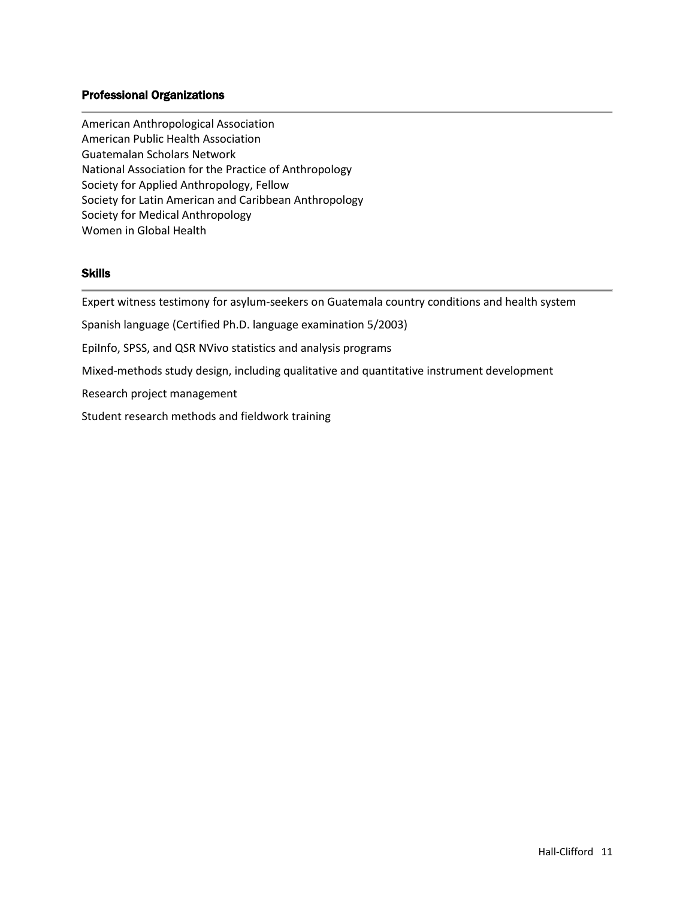### Professional Organizations

American Anthropological Association
American Public Health Association
Guatemalan Scholars Network
National Association for the Practice of Anthropology
Society for Applied Anthropology, Fellow
Society for Latin American and Caribbean Anthropology
Society for Medical Anthropology
Women in Global Health

### Skills

Expert witness testimony for asylum-seekers on Guatemala country conditions and health system

Spanish language (Certified Ph.D. language examination 5/2003)

EpiInfo, SPSS, and QSR NVivo statistics and analysis programs

Mixed-methods study design, including qualitative and quantitative instrument development

Research project management

Student research methods and fieldwork training